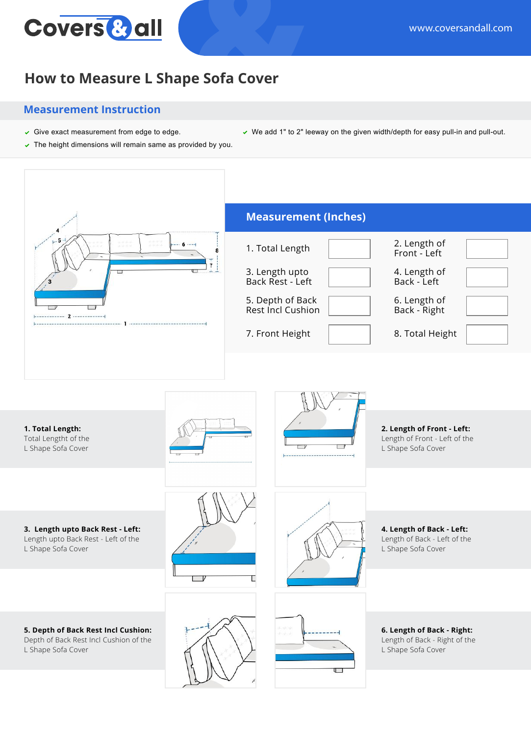# How to Measure L Shape Sofa Cover

## Measurement Instruction

- Give exact measurement from edge to edge.
- The height dimensions will remain same as provided by you.
- We add 1" to 2" leeway on the given width/depth for easy pull-in and pull-out.

## Measurement (Inches)

| | | | |
|---|---|---|---|
| 1. Total Length | | 2. Length of Front - Left | |
| 3. Length upto Back Rest - Left | | 4. Length of Back - Left | |
| 5. Depth of Back Rest Incl Cushion | | 6. Length of Back - Right | |
| 7. Front Height | | 8. Total Height | |

**1. Total Length:**
Total Lengtht of the L Shape Sofa Cover

**2. Length of Front - Left:**
Length of Front - Left of the L Shape Sofa Cover

**3. Length upto Back Rest - Left:**
Length upto Back Rest - Left of the L Shape Sofa Cover

**4. Length of Back - Left:**
Length of Back - Left of the L Shape Sofa Cover

**5. Depth of Back Rest Incl Cushion:**
Depth of Back Rest Incl Cushion of the L Shape Sofa Cover

**6. Length of Back - Right:**
Length of Back - Right of the L Shape Sofa Cover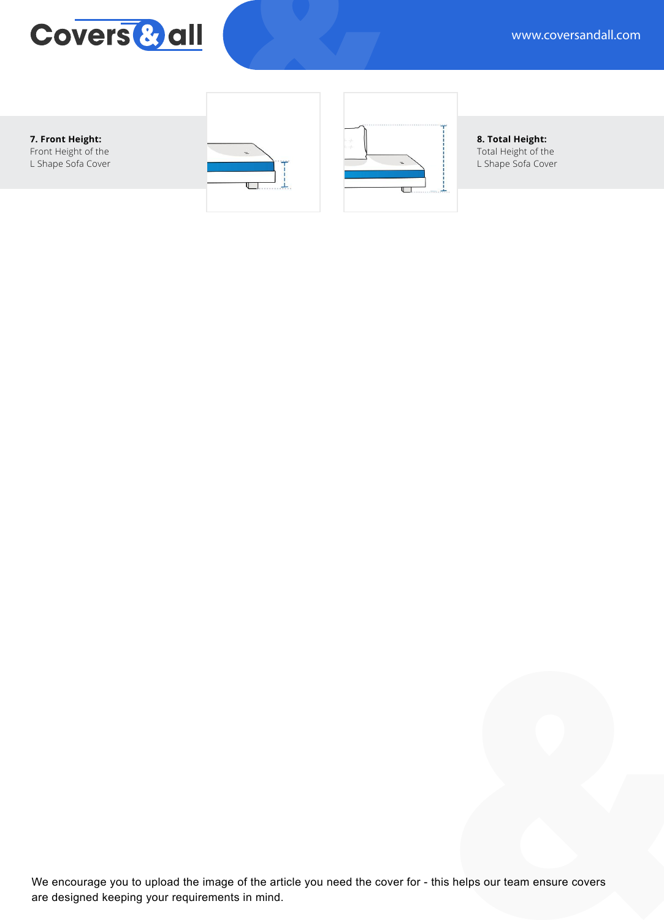**7. Front Height:**
Front Height of the
L Shape Sofa Cover

**8. Total Height:**
Total Height of the
L Shape Sofa Cover

We encourage you to upload the image of the article you need the cover for - this helps our team ensure covers are designed keeping your requirements in mind.